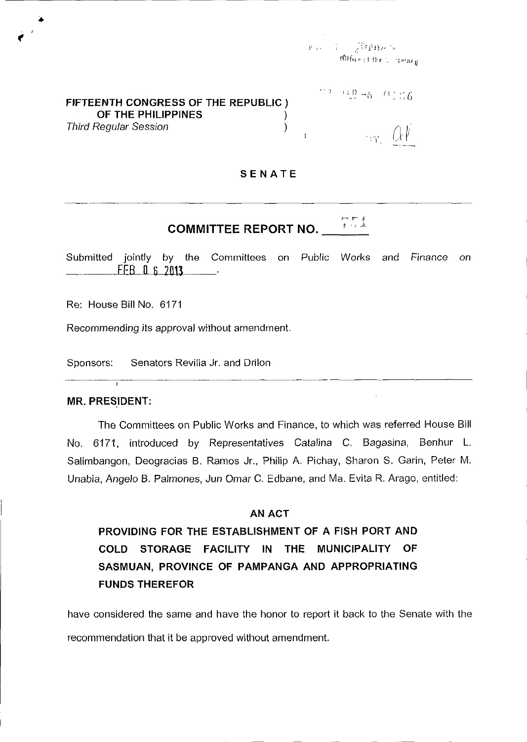FIFTEENTH CONGRESS OF THE REPUBLIC )
OF THE PHILIPPINES )
*Third Regular Session* )

**SENATE**

## COMMITTEE REPORT NO. ______

Submitted jointly by the Committees on Public Works and Finance on FEB 06 2013.

Re: House Bill No. 6171

Recommending its approval without amendment.

Sponsors: Senators Revilla Jr. and Drilon

**MR. PRESIDENT:**

The Committees on Public Works and Finance, to which was referred House Bill No. 6171, introduced by Representatives Catalina C. Bagasina, Benhur L. Salimbangon, Deogracias B. Ramos Jr., Philip A. Pichay, Sharon S. Garin, Peter M. Unabia, Angelo B. Palmones, Jun Omar C. Edbane, and Ma. Evita R. Arago, entitled:

**AN ACT**

**PROVIDING FOR THE ESTABLISHMENT OF A FISH PORT AND COLD STORAGE FACILITY IN THE MUNICIPALITY OF SASMUAN, PROVINCE OF PAMPANGA AND APPROPRIATING FUNDS THEREFOR**

have considered the same and have the honor to report it back to the Senate with the recommendation that it be approved without amendment.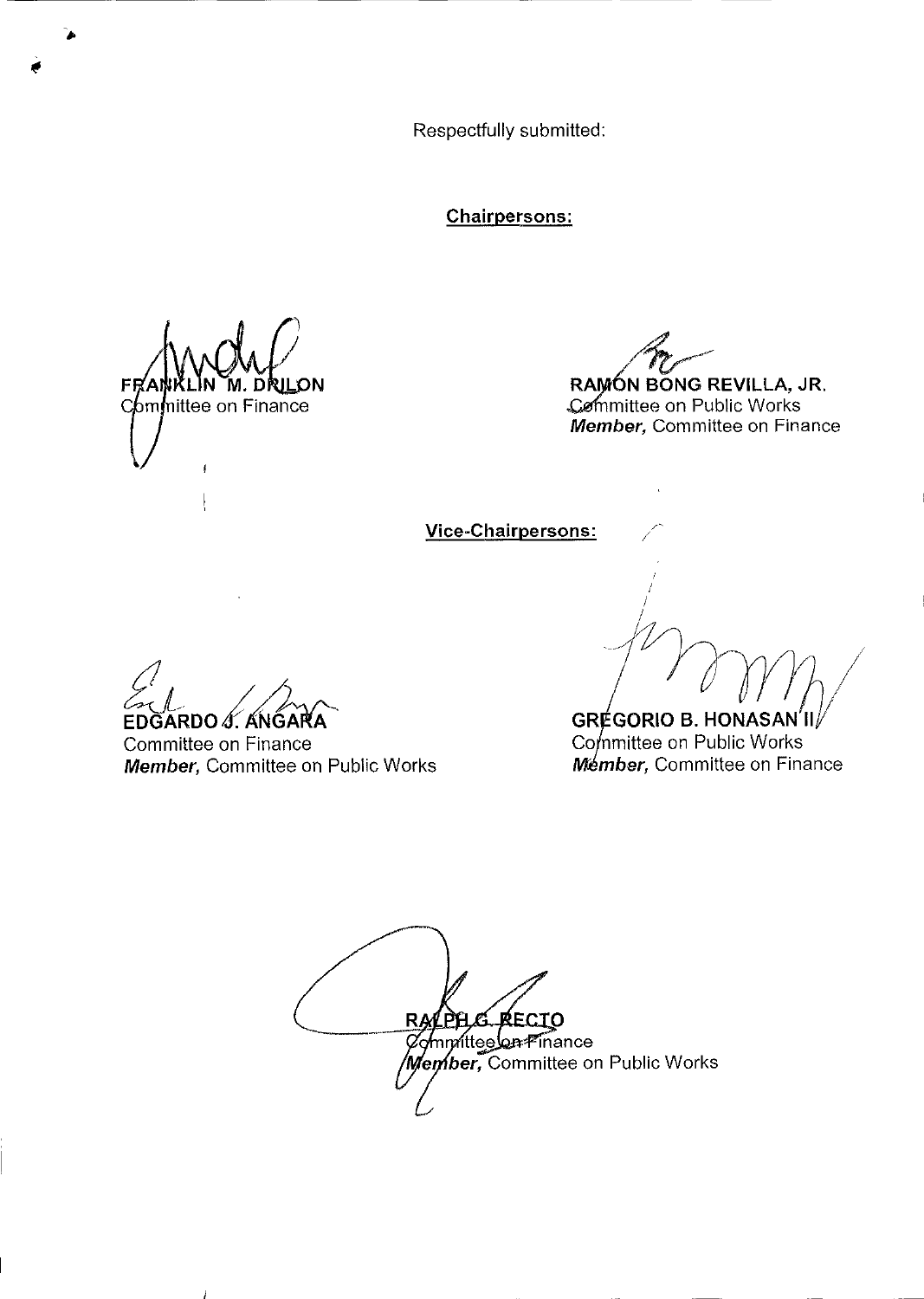Respectfully submitted:

**Chairpersons:**

**FRANKLIN M. DRILON**
Committee on Finance

**RAMON BONG REVILLA, JR.**
Committee on Public Works
***Member,*** Committee on Finance

**Vice-Chairpersons:**

**EDGARDO J. ANGARA**
Committee on Finance
***Member,*** Committee on Public Works

**GREGORIO B. HONASAN II**
Committee on Public Works
***Member,*** Committee on Finance

**RALPH G. RECTO**
Committee on Finance
***Member,*** Committee on Public Works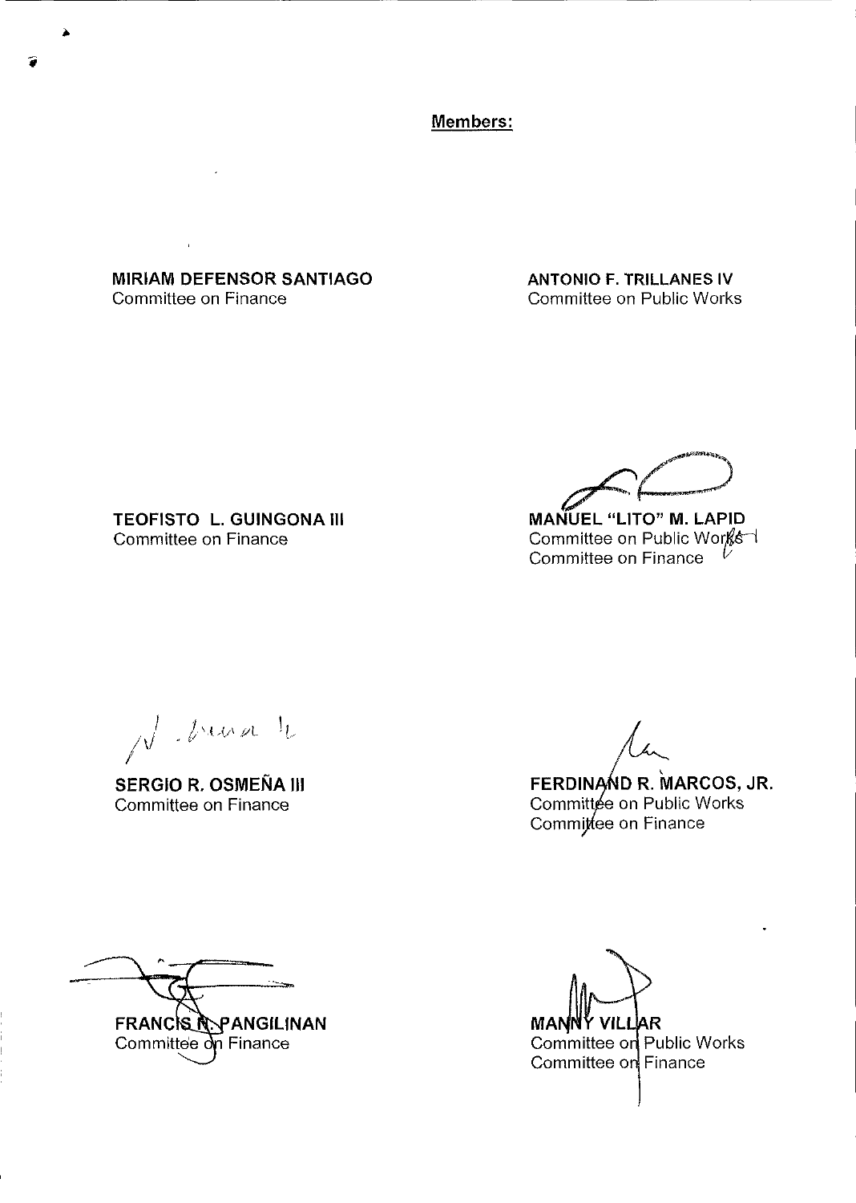**Members:**

**MIRIAM DEFENSOR SANTIAGO**
Committee on Finance

**ANTONIO F. TRILLANES IV**
Committee on Public Works

**TEOFISTO L. GUINGONA III**
Committee on Finance

**MANUEL "LITO" M. LAPID**
Committee on Public Works
Committee on Finance

**SERGIO R. OSMEÑA III**
Committee on Finance

**FERDINAND R. MARCOS, JR.**
Committee on Public Works
Committee on Finance

**FRANCIS N. PANGILINAN**
Committee on Finance

**MANNY VILLAR**
Committee on Public Works
Committee on Finance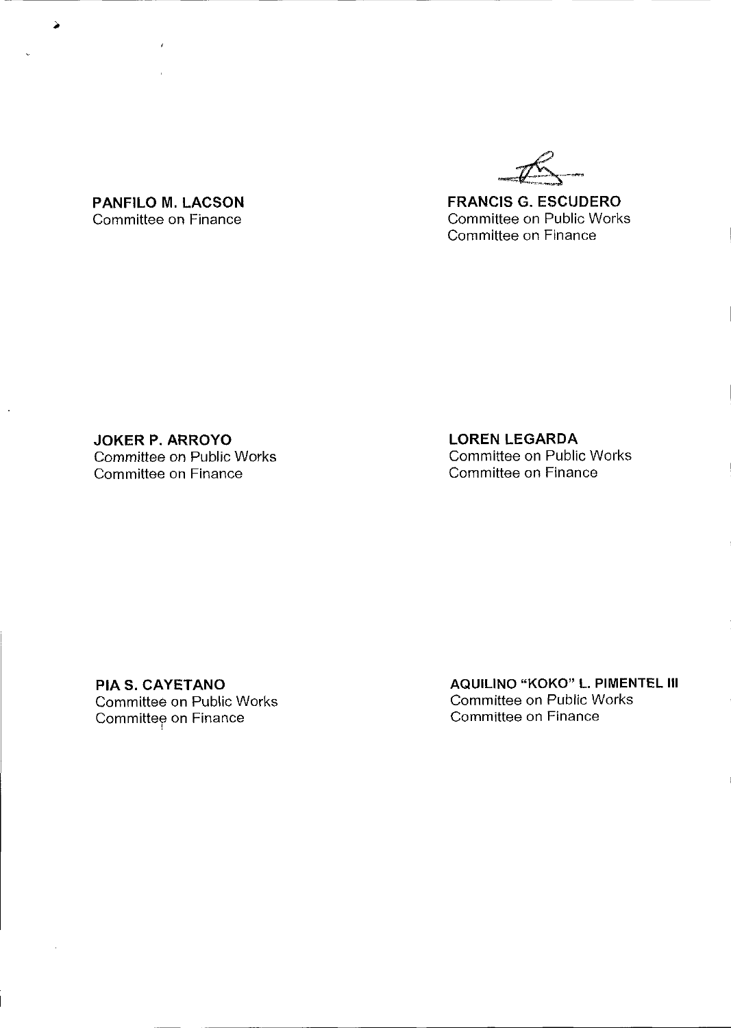**PANFILO M. LACSON**
Committee on Finance

**FRANCIS G. ESCUDERO**
Committee on Public Works
Committee on Finance

**JOKER P. ARROYO**
Committee on Public Works
Committee on Finance

**LOREN LEGARDA**
Committee on Public Works
Committee on Finance

**PIA S. CAYETANO**
Committee on Public Works
Committee on Finance

**AQUILINO "KOKO" L. PIMENTEL III**
Committee on Public Works
Committee on Finance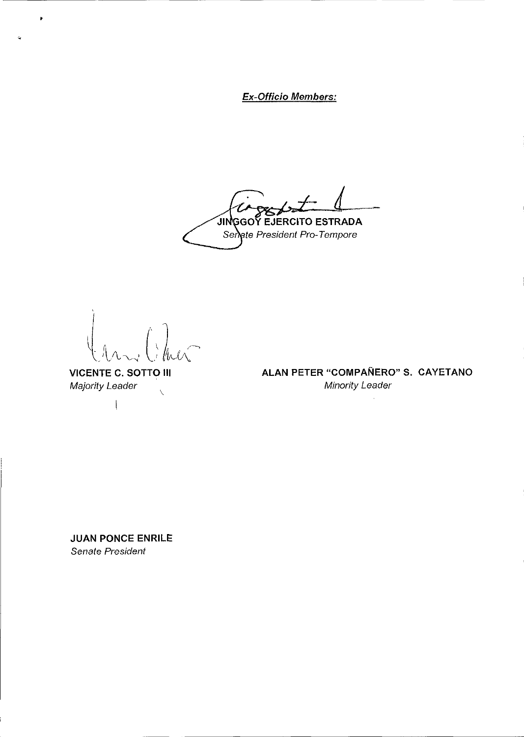***Ex-Officio Members:***

**JINGGOY EJERCITO ESTRADA**
*Senate President Pro-Tempore*

**VICENTE C. SOTTO III**
*Majority Leader*

**ALAN PETER "COMPAÑERO" S. CAYETANO**
*Minority Leader*

**JUAN PONCE ENRILE**
*Senate President*